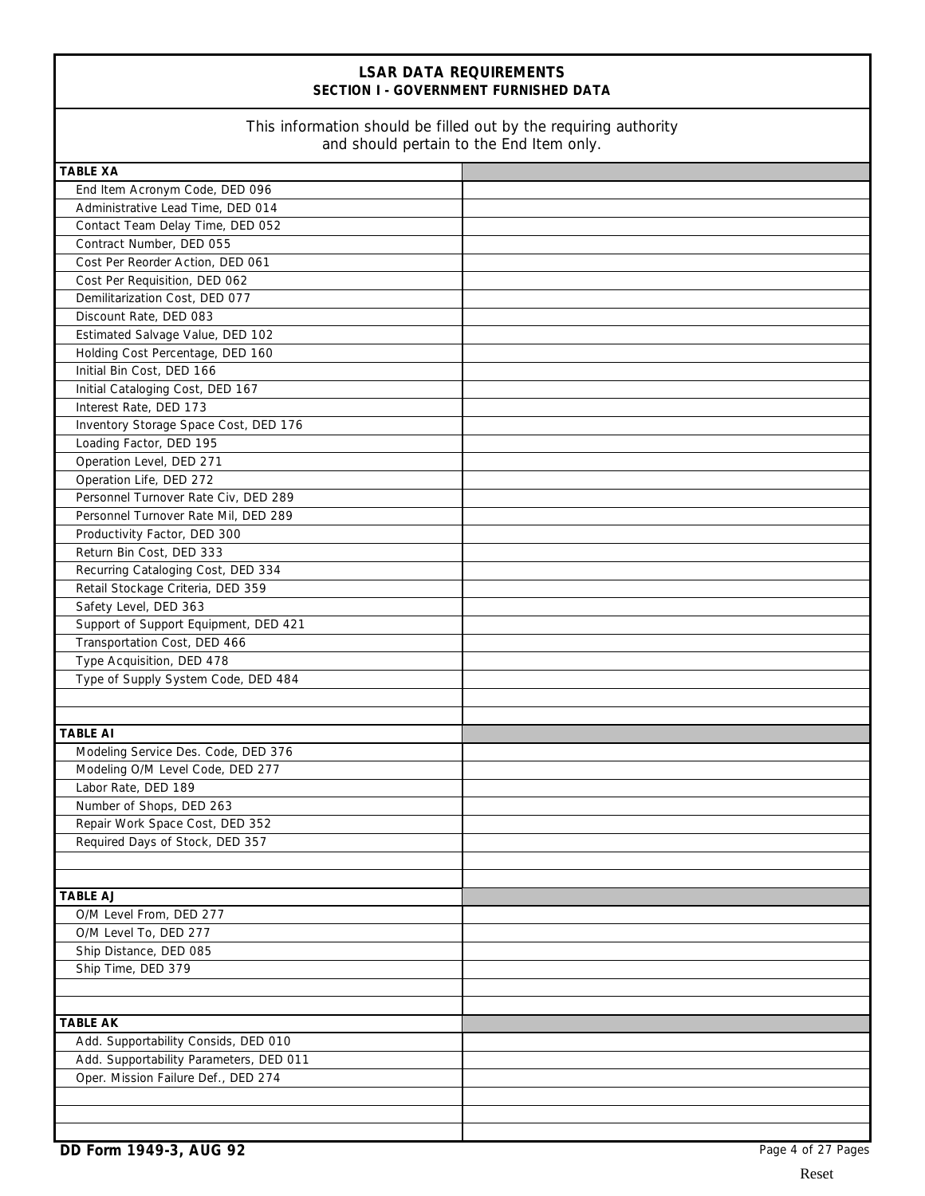# LSAR DATA REQUIREMENTS

## SECTION I - GOVERNMENT FURNISHED DATA

This information should be filled out by the requiring authority and should pertain to the End Item only.

| TABLE XA | |
|---|---|
| End Item Acronym Code, DED 096 | |
| Administrative Lead Time, DED 014 | |
| Contact Team Delay Time, DED 052 | |
| Contract Number, DED 055 | |
| Cost Per Reorder Action, DED 061 | |
| Cost Per Requisition, DED 062 | |
| Demilitarization Cost, DED 077 | |
| Discount Rate, DED 083 | |
| Estimated Salvage Value, DED 102 | |
| Holding Cost Percentage, DED 160 | |
| Initial Bin Cost, DED 166 | |
| Initial Cataloging Cost, DED 167 | |
| Interest Rate, DED 173 | |
| Inventory Storage Space Cost, DED 176 | |
| Loading Factor, DED 195 | |
| Operation Level, DED 271 | |
| Operation Life, DED 272 | |
| Personnel Turnover Rate Civ, DED 289 | |
| Personnel Turnover Rate Mil, DED 289 | |
| Productivity Factor, DED 300 | |
| Return Bin Cost, DED 333 | |
| Recurring Cataloging Cost, DED 334 | |
| Retail Stockage Criteria, DED 359 | |
| Safety Level, DED 363 | |
| Support of Support Equipment, DED 421 | |
| Transportation Cost, DED 466 | |
| Type Acquisition, DED 478 | |
| Type of Supply System Code, DED 484 | |
| | |
| | |
| **TABLE AI** | |
| Modeling Service Des. Code, DED 376 | |
| Modeling O/M Level Code, DED 277 | |
| Labor Rate, DED 189 | |
| Number of Shops, DED 263 | |
| Repair Work Space Cost, DED 352 | |
| Required Days of Stock, DED 357 | |
| | |
| | |
| **TABLE AJ** | |
| O/M Level From, DED 277 | |
| O/M Level To, DED 277 | |
| Ship Distance, DED 085 | |
| Ship Time, DED 379 | |
| | |
| | |
| **TABLE AK** | |
| Add. Supportability Consids, DED 010 | |
| Add. Supportability Parameters, DED 011 | |
| Oper. Mission Failure Def., DED 274 | |
| | |
| | |
| | |

DD Form 1949-3, AUG 92

Reset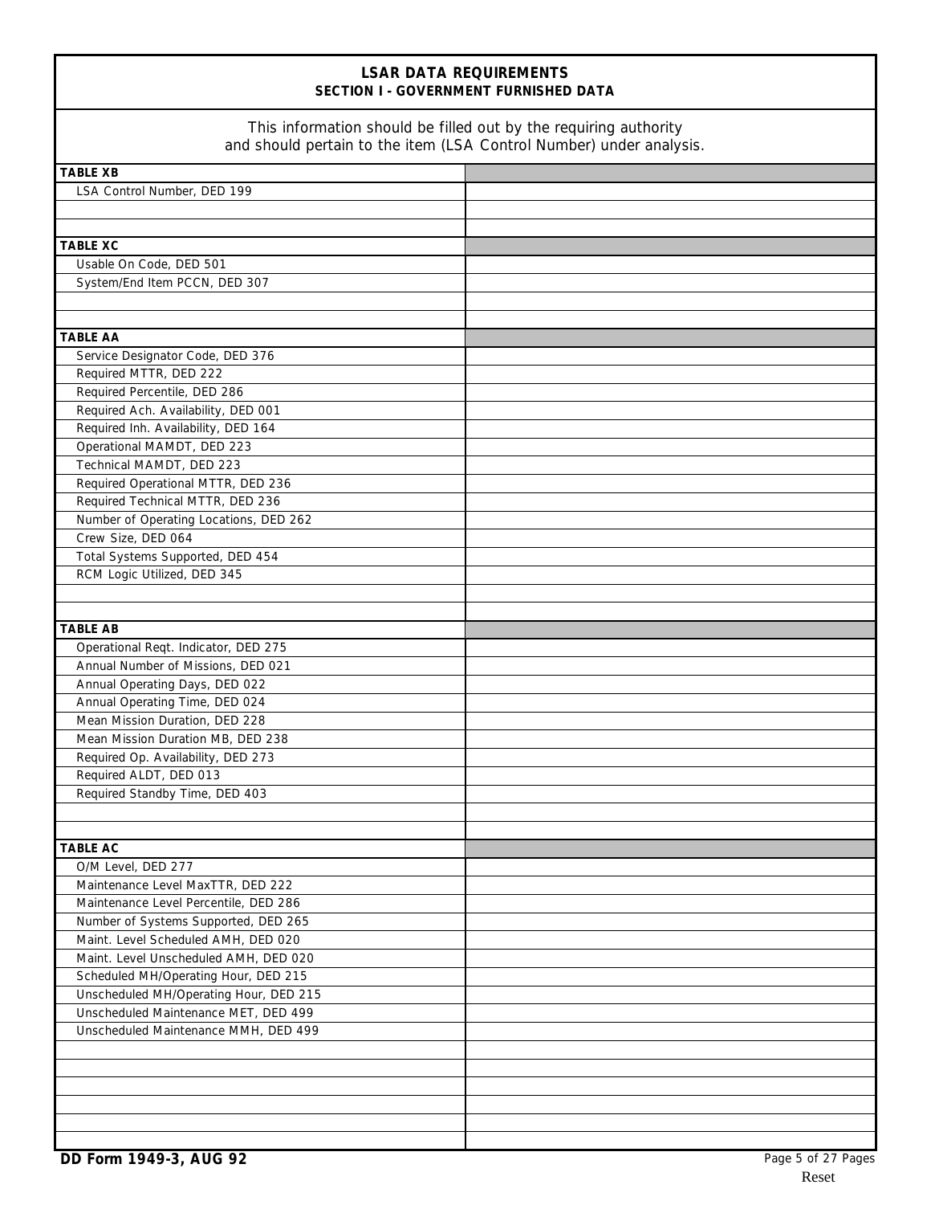## LSAR DATA REQUIREMENTS
### SECTION I - GOVERNMENT FURNISHED DATA

This information should be filled out by the requiring authority and should pertain to the item (LSA Control Number) under analysis.

| | |
|---|---|
| **TABLE XB** | |
| LSA Control Number, DED 199 | |
| | |
| | |
| **TABLE XC** | |
| Usable On Code, DED 501 | |
| System/End Item PCCN, DED 307 | |
| | |
| | |
| **TABLE AA** | |
| Service Designator Code, DED 376 | |
| Required MTTR, DED 222 | |
| Required Percentile, DED 286 | |
| Required Ach. Availability, DED 001 | |
| Required Inh. Availability, DED 164 | |
| Operational MAMDT, DED 223 | |
| Technical MAMDT, DED 223 | |
| Required Operational MTTR, DED 236 | |
| Required Technical MTTR, DED 236 | |
| Number of Operating Locations, DED 262 | |
| Crew Size, DED 064 | |
| Total Systems Supported, DED 454 | |
| RCM Logic Utilized, DED 345 | |
| | |
| | |
| **TABLE AB** | |
| Operational Reqt. Indicator, DED 275 | |
| Annual Number of Missions, DED 021 | |
| Annual Operating Days, DED 022 | |
| Annual Operating Time, DED 024 | |
| Mean Mission Duration, DED 228 | |
| Mean Mission Duration MB, DED 238 | |
| Required Op. Availability, DED 273 | |
| Required ALDT, DED 013 | |
| Required Standby Time, DED 403 | |
| | |
| | |
| **TABLE AC** | |
| O/M Level, DED 277 | |
| Maintenance Level MaxTTR, DED 222 | |
| Maintenance Level Percentile, DED 286 | |
| Number of Systems Supported, DED 265 | |
| Maint. Level Scheduled AMH, DED 020 | |
| Maint. Level Unscheduled AMH, DED 020 | |
| Scheduled MH/Operating Hour, DED 215 | |
| Unscheduled MH/Operating Hour, DED 215 | |
| Unscheduled Maintenance MET, DED 499 | |
| Unscheduled Maintenance MMH, DED 499 | |
| | |
| | |
| | |
| | |
| | |
| | |

DD Form 1949-3, AUG 92

Reset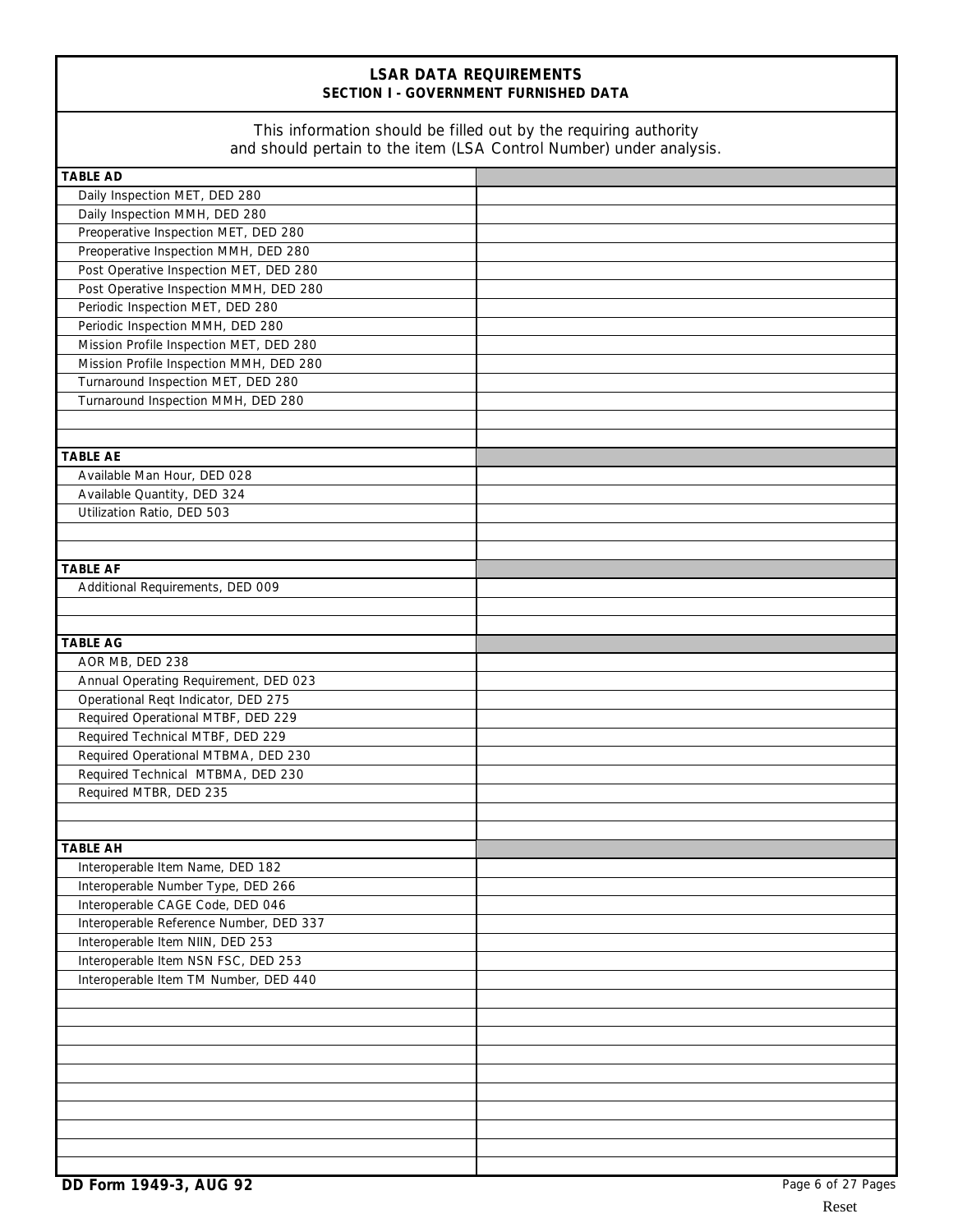# LSAR DATA REQUIREMENTS

## SECTION I - GOVERNMENT FURNISHED DATA

This information should be filled out by the requiring authority and should pertain to the item (LSA Control Number) under analysis.

| TABLE AD | |
|---|---|
| Daily Inspection MET, DED 280 | |
| Daily Inspection MMH, DED 280 | |
| Preoperative Inspection MET, DED 280 | |
| Preoperative Inspection MMH, DED 280 | |
| Post Operative Inspection MET, DED 280 | |
| Post Operative Inspection MMH, DED 280 | |
| Periodic Inspection MET, DED 280 | |
| Periodic Inspection MMH, DED 280 | |
| Mission Profile Inspection MET, DED 280 | |
| Mission Profile Inspection MMH, DED 280 | |
| Turnaround Inspection MET, DED 280 | |
| Turnaround Inspection MMH, DED 280 | |
| | |
| | |
| **TABLE AE** | |
| Available Man Hour, DED 028 | |
| Available Quantity, DED 324 | |
| Utilization Ratio, DED 503 | |
| | |
| | |
| **TABLE AF** | |
| Additional Requirements, DED 009 | |
| | |
| | |
| **TABLE AG** | |
| AOR MB, DED 238 | |
| Annual Operating Requirement, DED 023 | |
| Operational Reqt Indicator, DED 275 | |
| Required Operational MTBF, DED 229 | |
| Required Technical MTBF, DED 229 | |
| Required Operational MTBMA, DED 230 | |
| Required Technical MTBMA, DED 230 | |
| Required MTBR, DED 235 | |
| | |
| | |
| **TABLE AH** | |
| Interoperable Item Name, DED 182 | |
| Interoperable Number Type, DED 266 | |
| Interoperable CAGE Code, DED 046 | |
| Interoperable Reference Number, DED 337 | |
| Interoperable Item NIIN, DED 253 | |
| Interoperable Item NSN FSC, DED 253 | |
| Interoperable Item TM Number, DED 440 | |
| | |
| | |
| | |
| | |
| | |
| | |
| | |
| | |
| | |
| | |

DD Form 1949-3, AUG 92

Reset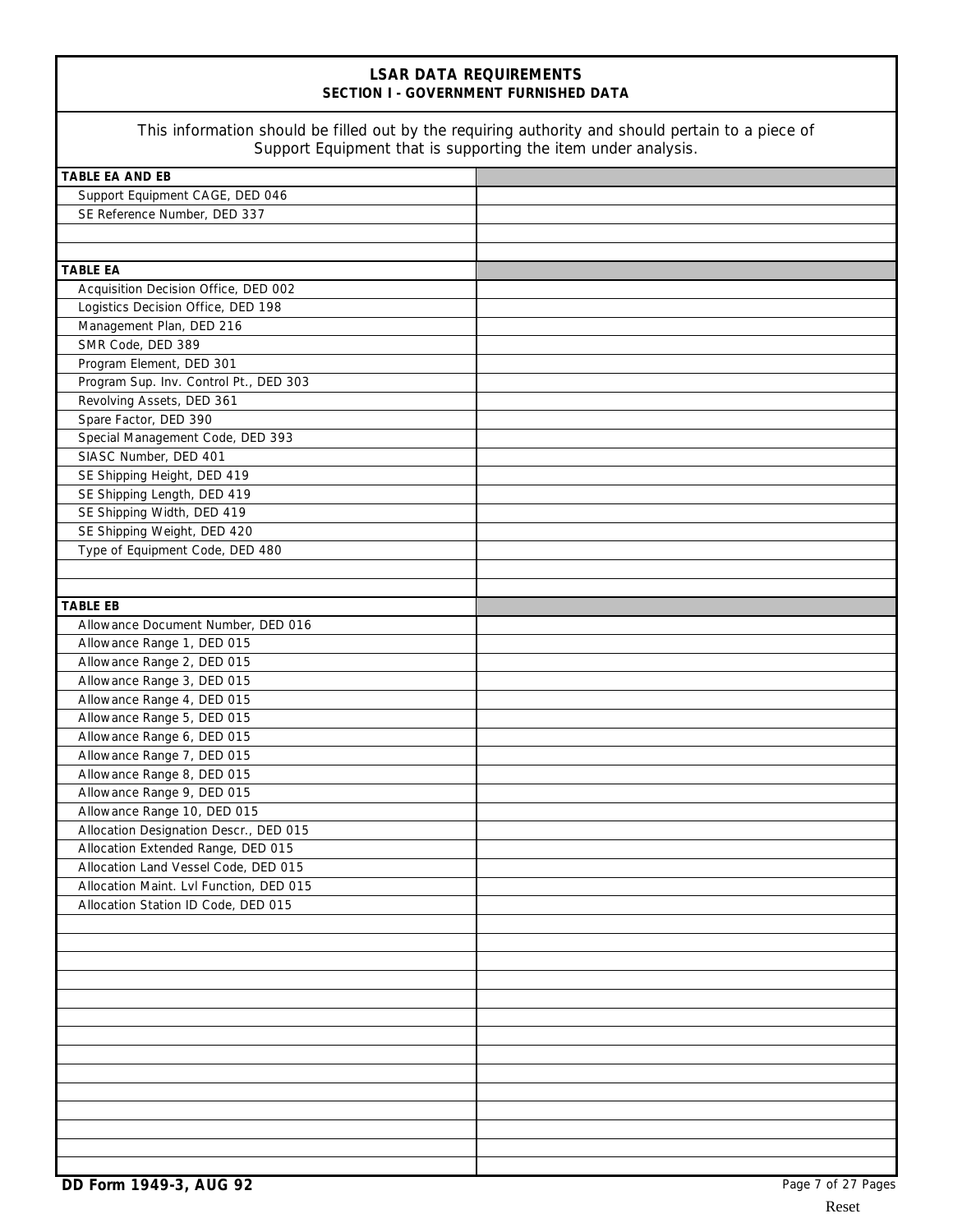# LSAR DATA REQUIREMENTS

## SECTION I - GOVERNMENT FURNISHED DATA

This information should be filled out by the requiring authority and should pertain to a piece of Support Equipment that is supporting the item under analysis.

| **TABLE EA AND EB** | |
|---|---|
| Support Equipment CAGE, DED 046 | |
| SE Reference Number, DED 337 | |
| | |
| | |
| **TABLE EA** | |
| Acquisition Decision Office, DED 002 | |
| Logistics Decision Office, DED 198 | |
| Management Plan, DED 216 | |
| SMR Code, DED 389 | |
| Program Element, DED 301 | |
| Program Sup. Inv. Control Pt., DED 303 | |
| Revolving Assets, DED 361 | |
| Spare Factor, DED 390 | |
| Special Management Code, DED 393 | |
| SIASC Number, DED 401 | |
| SE Shipping Height, DED 419 | |
| SE Shipping Length, DED 419 | |
| SE Shipping Width, DED 419 | |
| SE Shipping Weight, DED 420 | |
| Type of Equipment Code, DED 480 | |
| | |
| | |
| **TABLE EB** | |
| Allowance Document Number, DED 016 | |
| Allowance Range 1, DED 015 | |
| Allowance Range 2, DED 015 | |
| Allowance Range 3, DED 015 | |
| Allowance Range 4, DED 015 | |
| Allowance Range 5, DED 015 | |
| Allowance Range 6, DED 015 | |
| Allowance Range 7, DED 015 | |
| Allowance Range 8, DED 015 | |
| Allowance Range 9, DED 015 | |
| Allowance Range 10, DED 015 | |
| Allocation Designation Descr., DED 015 | |
| Allocation Extended Range, DED 015 | |
| Allocation Land Vessel Code, DED 015 | |
| Allocation Maint. Lvl Function, DED 015 | |
| Allocation Station ID Code, DED 015 | |
| | |
| | |
| | |
| | |
| | |
| | |
| | |
| | |
| | |
| | |
| | |
| | |
| | |
| | |

**DD Form 1949-3, AUG 92**

Reset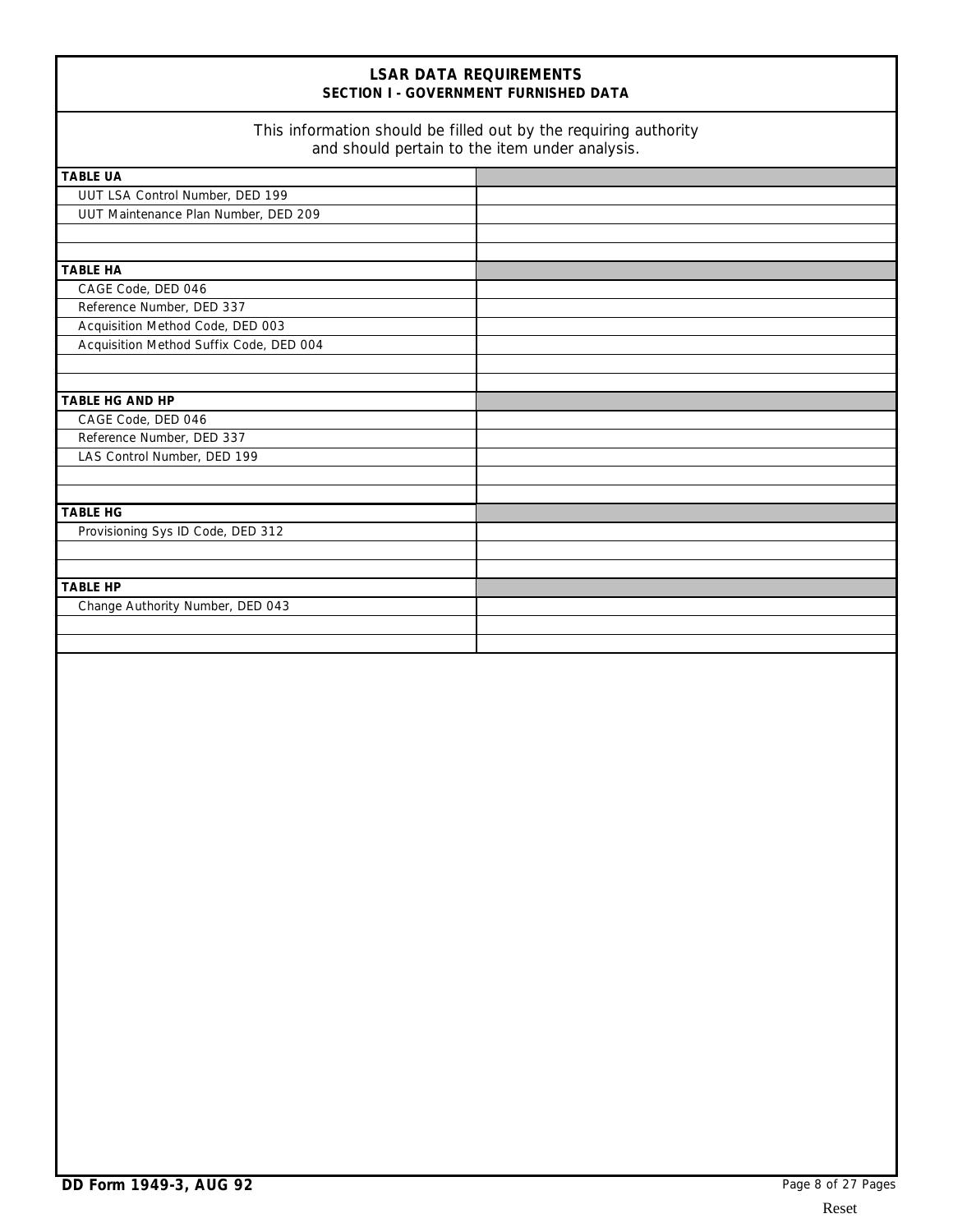# LSAR DATA REQUIREMENTS

## SECTION I - GOVERNMENT FURNISHED DATA

This information should be filled out by the requiring authority and should pertain to the item under analysis.

| | |
|---|---|
| **TABLE UA** | |
| UUT LSA Control Number, DED 199 | |
| UUT Maintenance Plan Number, DED 209 | |
| | |
| | |
| **TABLE HA** | |
| CAGE Code, DED 046 | |
| Reference Number, DED 337 | |
| Acquisition Method Code, DED 003 | |
| Acquisition Method Suffix Code, DED 004 | |
| | |
| | |
| **TABLE HG AND HP** | |
| CAGE Code, DED 046 | |
| Reference Number, DED 337 | |
| LAS Control Number, DED 199 | |
| | |
| | |
| **TABLE HG** | |
| Provisioning Sys ID Code, DED 312 | |
| | |
| | |
| **TABLE HP** | |
| Change Authority Number, DED 043 | |
| | |
| | |

DD Form 1949-3, AUG 92

Reset